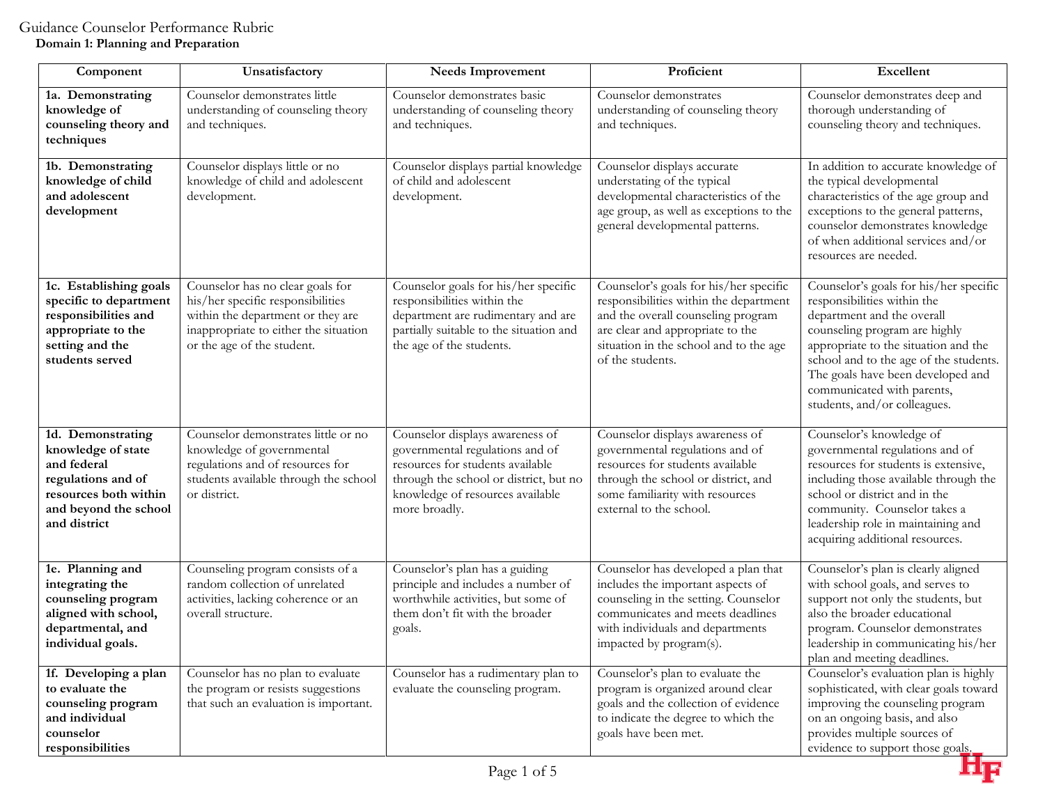# Guidance Counselor Performance Rubric

## Domain 1: Planning and Preparation

| Component | Unsatisfactory | Needs Improvement | Proficient | Excellent |
|---|---|---|---|---|
| **1a. Demonstrating knowledge of counseling theory and techniques** | Counselor demonstrates little understanding of counseling theory and techniques. | Counselor demonstrates basic understanding of counseling theory and techniques. | Counselor demonstrates understanding of counseling theory and techniques. | Counselor demonstrates deep and thorough understanding of counseling theory and techniques. |
| **1b. Demonstrating knowledge of child and adolescent development** | Counselor displays little or no knowledge of child and adolescent development. | Counselor displays partial knowledge of child and adolescent development. | Counselor displays accurate understating of the typical developmental characteristics of the age group, as well as exceptions to the general developmental patterns. | In addition to accurate knowledge of the typical developmental characteristics of the age group and exceptions to the general patterns, counselor demonstrates knowledge of when additional services and/or resources are needed. |
| **1c. Establishing goals specific to department responsibilities and appropriate to the setting and the students served** | Counselor has no clear goals for his/her specific responsibilities within the department or they are inappropriate to either the situation or the age of the student. | Counselor goals for his/her specific responsibilities within the department are rudimentary and are partially suitable to the situation and the age of the students. | Counselor's goals for his/her specific responsibilities within the department and the overall counseling program are clear and appropriate to the situation in the school and to the age of the students. | Counselor's goals for his/her specific responsibilities within the department and the overall counseling program are highly appropriate to the situation and the school and to the age of the students. The goals have been developed and communicated with parents, students, and/or colleagues. |
| **1d. Demonstrating knowledge of state and federal regulations and of resources both within and beyond the school and district** | Counselor demonstrates little or no knowledge of governmental regulations and of resources for students available through the school or district. | Counselor displays awareness of governmental regulations and of resources for students available through the school or district, but no knowledge of resources available more broadly. | Counselor displays awareness of governmental regulations and of resources for students available through the school or district, and some familiarity with resources external to the school. | Counselor's knowledge of governmental regulations and of resources for students is extensive, including those available through the school or district and in the community. Counselor takes a leadership role in maintaining and acquiring additional resources. |
| **1e. Planning and integrating the counseling program aligned with school, departmental, and individual goals.** | Counseling program consists of a random collection of unrelated activities, lacking coherence or an overall structure. | Counselor's plan has a guiding principle and includes a number of worthwhile activities, but some of them don't fit with the broader goals. | Counselor has developed a plan that includes the important aspects of counseling in the setting. Counselor communicates and meets deadlines with individuals and departments impacted by program(s). | Counselor's plan is clearly aligned with school goals, and serves to support not only the students, but also the broader educational program. Counselor demonstrates leadership in communicating his/her plan and meeting deadlines. |
| **1f. Developing a plan to evaluate the counseling program and individual counselor responsibilities** | Counselor has no plan to evaluate the program or resists suggestions that such an evaluation is important. | Counselor has a rudimentary plan to evaluate the counseling program. | Counselor's plan to evaluate the program is organized around clear goals and the collection of evidence to indicate the degree to which the goals have been met. | Counselor's evaluation plan is highly sophisticated, with clear goals toward improving the counseling program on an ongoing basis, and also provides multiple sources of evidence to support those goals. |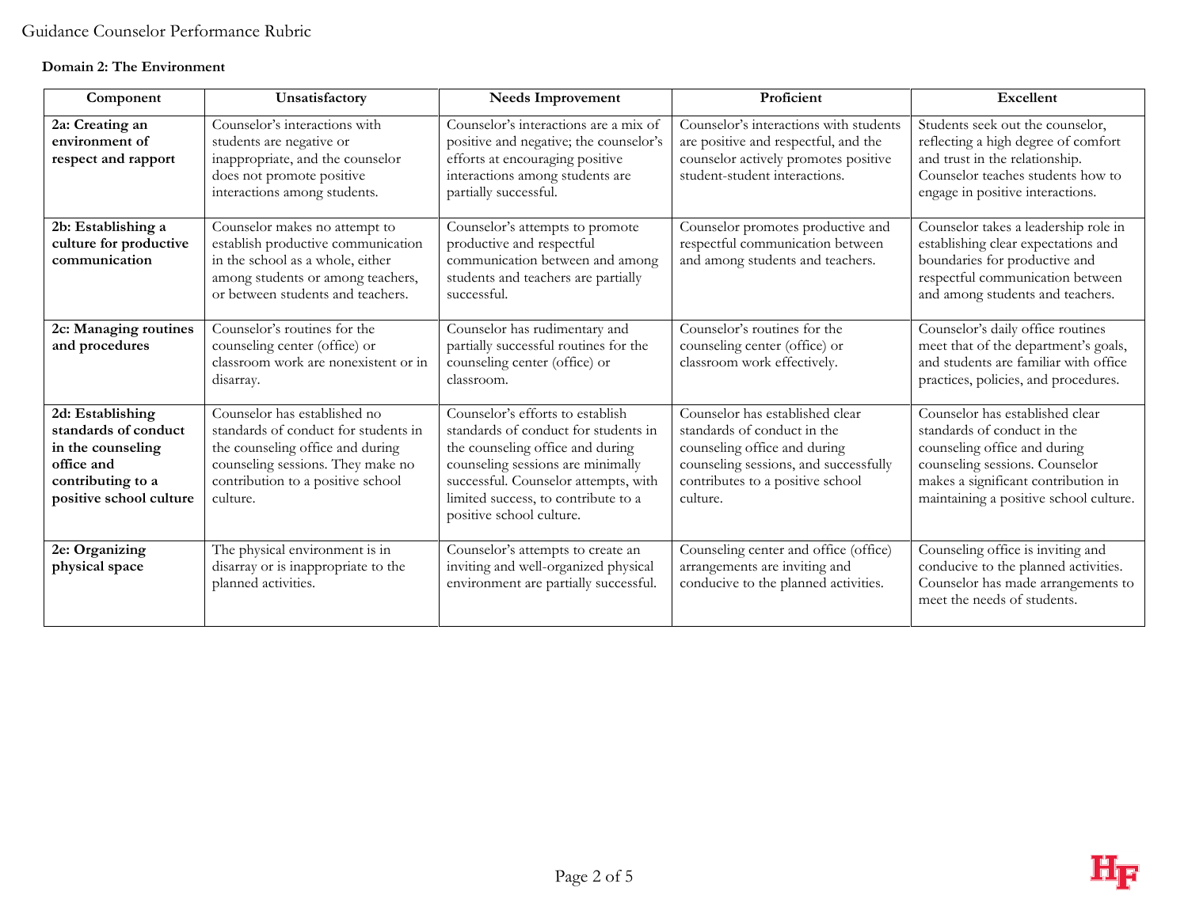**Domain 2: The Environment**

| Component | Unsatisfactory | Needs Improvement | Proficient | Excellent |
|---|---|---|---|---|
| **2a: Creating an environment of respect and rapport** | Counselor's interactions with students are negative or inappropriate, and the counselor does not promote positive interactions among students. | Counselor's interactions are a mix of positive and negative; the counselor's efforts at encouraging positive interactions among students are partially successful. | Counselor's interactions with students are positive and respectful, and the counselor actively promotes positive student-student interactions. | Students seek out the counselor, reflecting a high degree of comfort and trust in the relationship. Counselor teaches students how to engage in positive interactions. |
| **2b: Establishing a culture for productive communication** | Counselor makes no attempt to establish productive communication in the school as a whole, either among students or among teachers, or between students and teachers. | Counselor's attempts to promote productive and respectful communication between and among students and teachers are partially successful. | Counselor promotes productive and respectful communication between and among students and teachers. | Counselor takes a leadership role in establishing clear expectations and boundaries for productive and respectful communication between and among students and teachers. |
| **2c: Managing routines and procedures** | Counselor's routines for the counseling center (office) or classroom work are nonexistent or in disarray. | Counselor has rudimentary and partially successful routines for the counseling center (office) or classroom. | Counselor's routines for the counseling center (office) or classroom work effectively. | Counselor's daily office routines meet that of the department's goals, and students are familiar with office practices, policies, and procedures. |
| **2d: Establishing standards of conduct in the counseling office and contributing to a positive school culture** | Counselor has established no standards of conduct for students in the counseling office and during counseling sessions. They make no contribution to a positive school culture. | Counselor's efforts to establish standards of conduct for students in the counseling office and during counseling sessions are minimally successful. Counselor attempts, with limited success, to contribute to a positive school culture. | Counselor has established clear standards of conduct in the counseling office and during counseling sessions, and successfully contributes to a positive school culture. | Counselor has established clear standards of conduct in the counseling office and during counseling sessions. Counselor makes a significant contribution in maintaining a positive school culture. |
| **2e: Organizing physical space** | The physical environment is in disarray or is inappropriate to the planned activities. | Counselor's attempts to create an inviting and well-organized physical environment are partially successful. | Counseling center and office (office) arrangements are inviting and conducive to the planned activities. | Counseling office is inviting and conducive to the planned activities. Counselor has made arrangements to meet the needs of students. |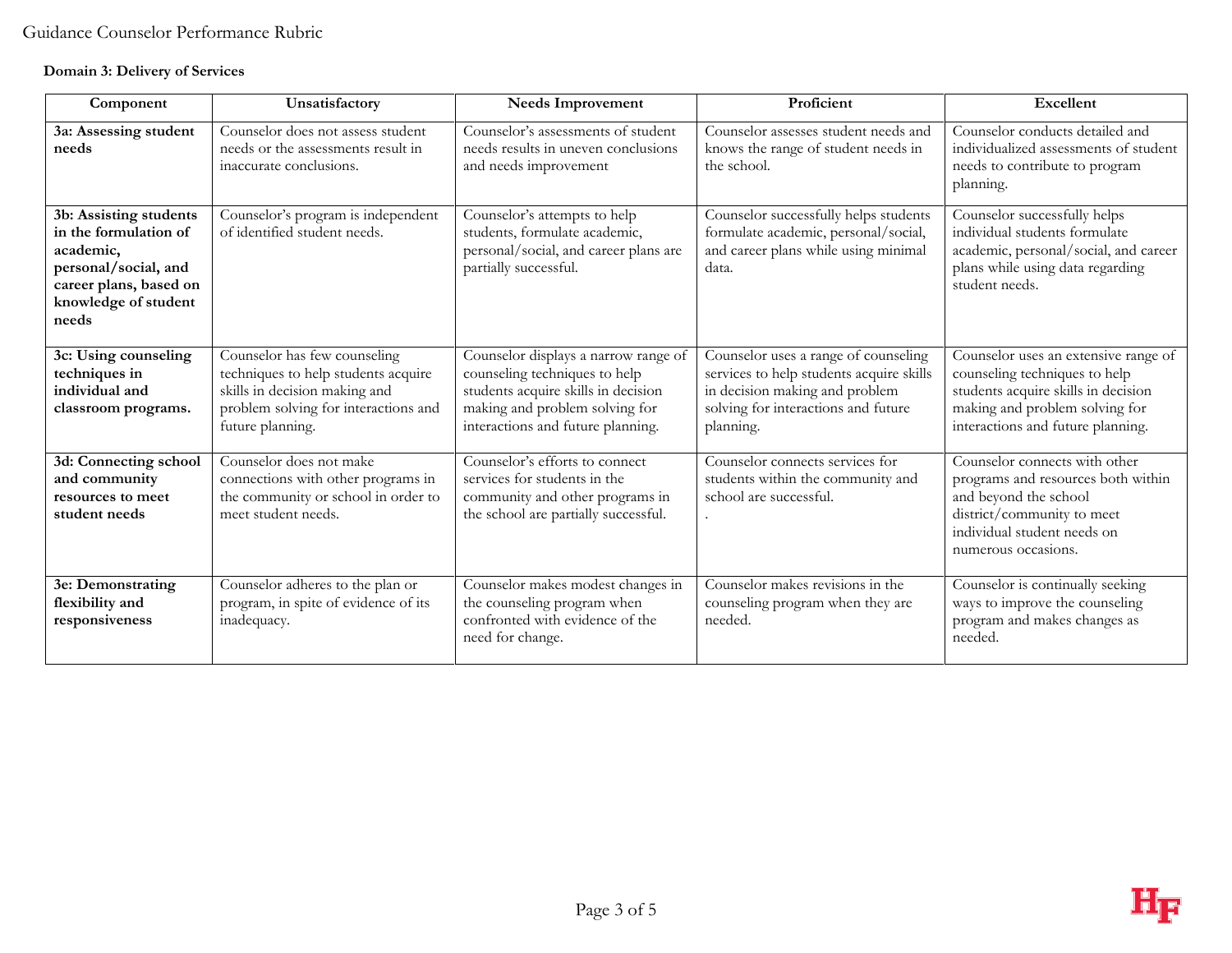Guidance Counselor Performance Rubric

**Domain 3: Delivery of Services**

| Component | Unsatisfactory | Needs Improvement | Proficient | Excellent |
| --- | --- | --- | --- | --- |
| **3a: Assessing student needs** | Counselor does not assess student needs or the assessments result in inaccurate conclusions. | Counselor's assessments of student needs results in uneven conclusions and needs improvement | Counselor assesses student needs and knows the range of student needs in the school. | Counselor conducts detailed and individualized assessments of student needs to contribute to program planning. |
| **3b: Assisting students in the formulation of academic, personal/social, and career plans, based on knowledge of student needs** | Counselor's program is independent of identified student needs. | Counselor's attempts to help students, formulate academic, personal/social, and career plans are partially successful. | Counselor successfully helps students formulate academic, personal/social, and career plans while using minimal data. | Counselor successfully helps individual students formulate academic, personal/social, and career plans while using data regarding student needs. |
| **3c: Using counseling techniques in individual and classroom programs.** | Counselor has few counseling techniques to help students acquire skills in decision making and problem solving for interactions and future planning. | Counselor displays a narrow range of counseling techniques to help students acquire skills in decision making and problem solving for interactions and future planning. | Counselor uses a range of counseling services to help students acquire skills in decision making and problem solving for interactions and future planning. | Counselor uses an extensive range of counseling techniques to help students acquire skills in decision making and problem solving for interactions and future planning. |
| **3d: Connecting school and community resources to meet student needs** | Counselor does not make connections with other programs in the community or school in order to meet student needs. | Counselor's efforts to connect services for students in the community and other programs in the school are partially successful. | Counselor connects services for students within the community and school are successful. . | Counselor connects with other programs and resources both within and beyond the school district/community to meet individual student needs on numerous occasions. |
| **3e: Demonstrating flexibility and responsiveness** | Counselor adheres to the plan or program, in spite of evidence of its inadequacy. | Counselor makes modest changes in the counseling program when confronted with evidence of the need for change. | Counselor makes revisions in the counseling program when they are needed. | Counselor is continually seeking ways to improve the counseling program and makes changes as needed. |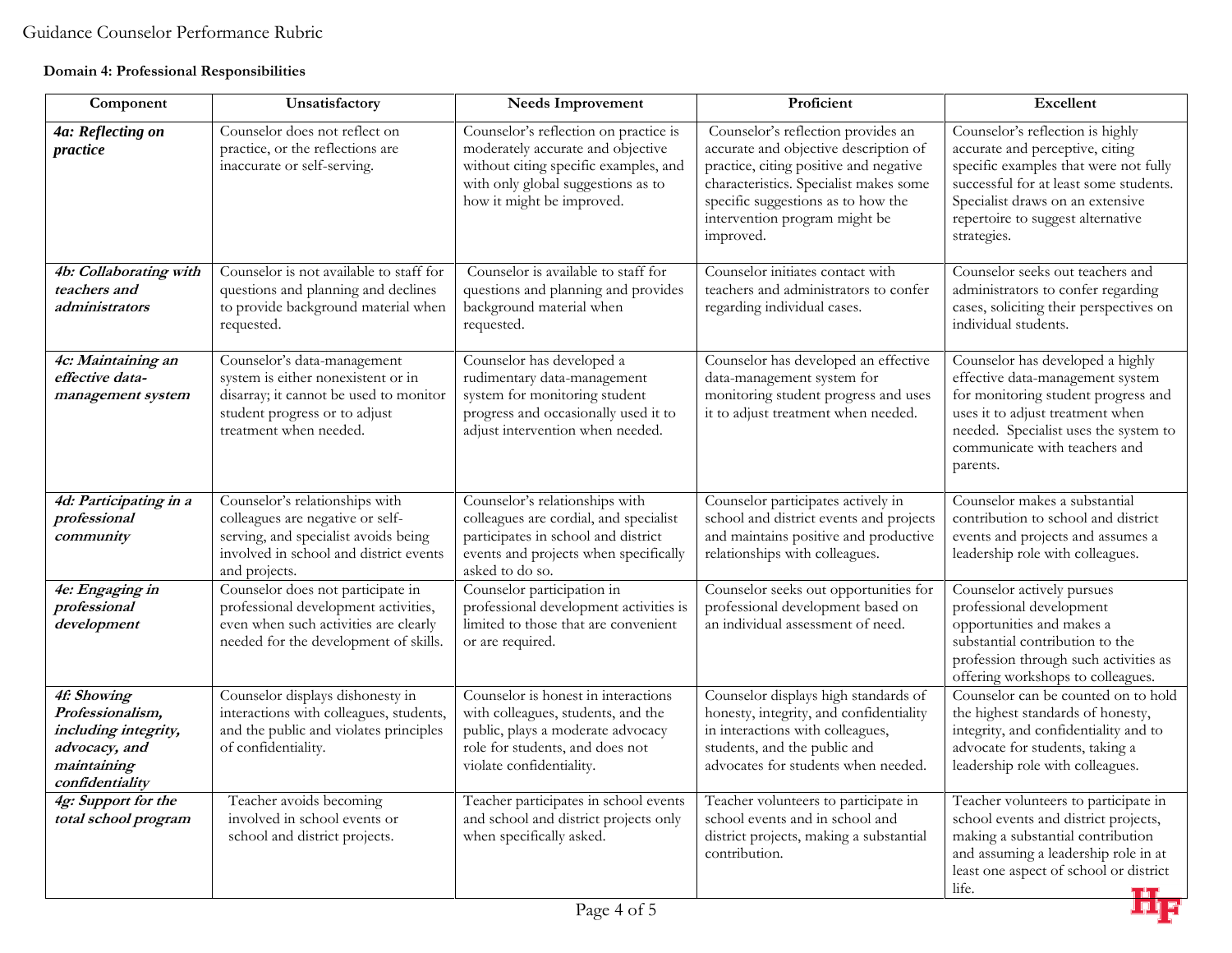Guidance Counselor Performance Rubric

**Domain 4: Professional Responsibilities**

| Component | Unsatisfactory | Needs Improvement | Proficient | Excellent |
|---|---|---|---|---|
| ***4a: Reflecting on practice*** | Counselor does not reflect on practice, or the reflections are inaccurate or self-serving. | Counselor's reflection on practice is moderately accurate and objective without citing specific examples, and with only global suggestions as to how it might be improved. | Counselor's reflection provides an accurate and objective description of practice, citing positive and negative characteristics. Specialist makes some specific suggestions as to how the intervention program might be improved. | Counselor's reflection is highly accurate and perceptive, citing specific examples that were not fully successful for at least some students. Specialist draws on an extensive repertoire to suggest alternative strategies. |
| ***4b: Collaborating with teachers and administrators*** | Counselor is not available to staff for questions and planning and declines to provide background material when requested. | Counselor is available to staff for questions and planning and provides background material when requested. | Counselor initiates contact with teachers and administrators to confer regarding individual cases. | Counselor seeks out teachers and administrators to confer regarding cases, soliciting their perspectives on individual students. |
| ***4c: Maintaining an effective data-management system*** | Counselor's data-management system is either nonexistent or in disarray; it cannot be used to monitor student progress or to adjust treatment when needed. | Counselor has developed a rudimentary data-management system for monitoring student progress and occasionally used it to adjust intervention when needed. | Counselor has developed an effective data-management system for monitoring student progress and uses it to adjust treatment when needed. | Counselor has developed a highly effective data-management system for monitoring student progress and uses it to adjust treatment when needed. Specialist uses the system to communicate with teachers and parents. |
| ***4d: Participating in a professional community*** | Counselor's relationships with colleagues are negative or self-serving, and specialist avoids being involved in school and district events and projects. | Counselor's relationships with colleagues are cordial, and specialist participates in school and district events and projects when specifically asked to do so. | Counselor participates actively in school and district events and projects and maintains positive and productive relationships with colleagues. | Counselor makes a substantial contribution to school and district events and projects and assumes a leadership role with colleagues. |
| ***4e: Engaging in professional development*** | Counselor does not participate in professional development activities, even when such activities are clearly needed for the development of skills. | Counselor participation in professional development activities is limited to those that are convenient or are required. | Counselor seeks out opportunities for professional development based on an individual assessment of need. | Counselor actively pursues professional development opportunities and makes a substantial contribution to the profession through such activities as offering workshops to colleagues. |
| ***4f: Showing Professionalism, including integrity, advocacy, and maintaining confidentiality*** | Counselor displays dishonesty in interactions with colleagues, students, and the public and violates principles of confidentiality. | Counselor is honest in interactions with colleagues, students, and the public, plays a moderate advocacy role for students, and does not violate confidentiality. | Counselor displays high standards of honesty, integrity, and confidentiality in interactions with colleagues, students, and the public and advocates for students when needed. | Counselor can be counted on to hold the highest standards of honesty, integrity, and confidentiality and to advocate for students, taking a leadership role with colleagues. |
| ***4g: Support for the total school program*** | Teacher avoids becoming involved in school events or school and district projects. | Teacher participates in school events and school and district projects only when specifically asked. | Teacher volunteers to participate in school events and in school and district projects, making a substantial contribution. | Teacher volunteers to participate in school events and district projects, making a substantial contribution and assuming a leadership role in at least one aspect of school or district life. |